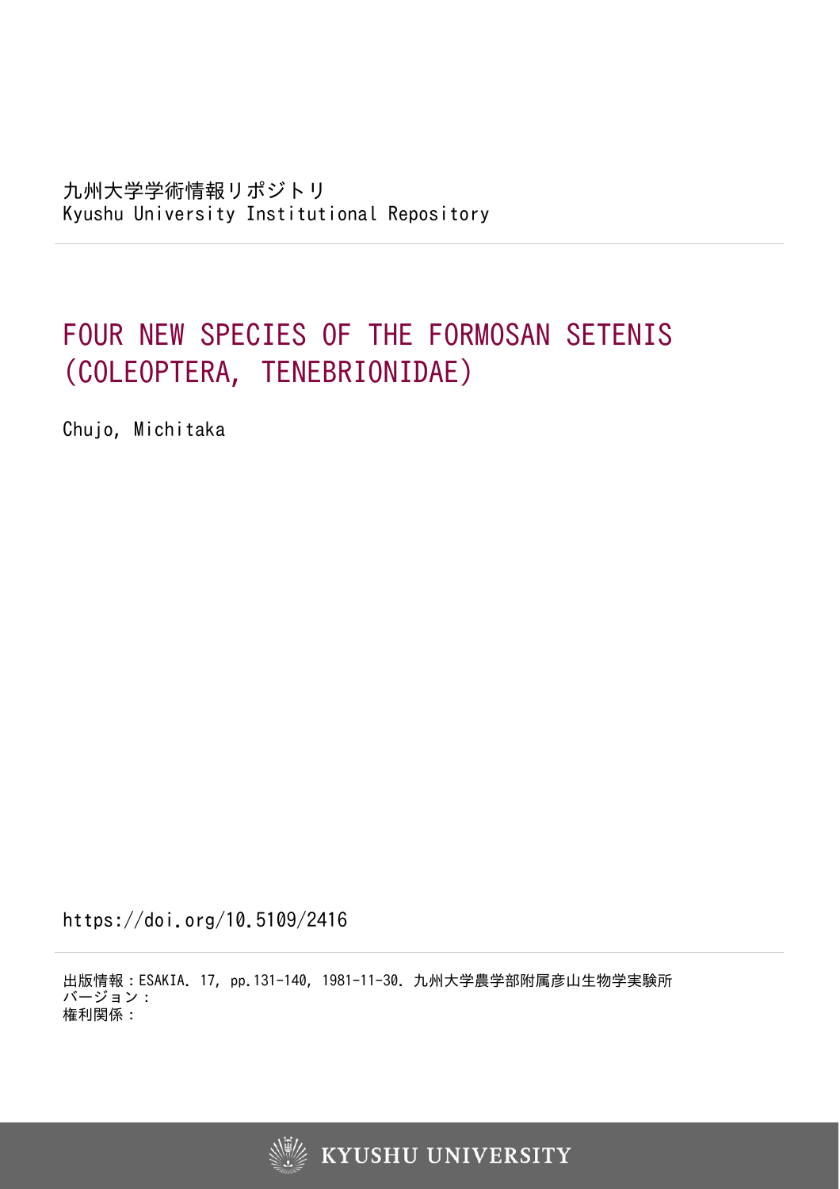九州大学学術情報リポジトリ
Kyushu University Institutional Repository

# FOUR NEW SPECIES OF THE FORMOSAN SETENIS (COLEOPTERA, TENEBRIONIDAE)

Chujo, Michitaka

https://doi.org/10.5109/2416

出版情報：ESAKIA. 17, pp.131-140, 1981-11-30. 九州大学農学部附属彦山生物学実験所
バージョン：
権利関係：

KYUSHU UNIVERSITY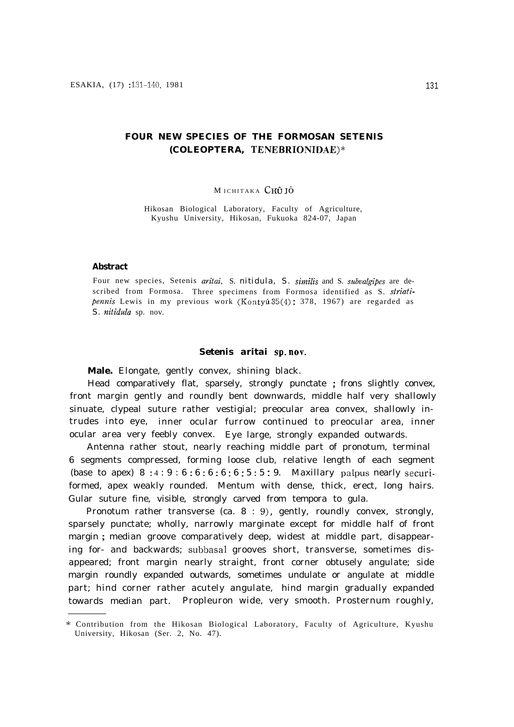# FOUR NEW SPECIES OF THE FORMOSAN SETENIS (COLEOPTERA, TENEBRIONIDAE)*

MICHITAKA CHÛJÔ

Hikosan Biological Laboratory, Faculty of Agriculture, Kyushu University, Hikosan, Fukuoka 824-07, Japan

### Abstract

Four new species, Setenis *aritai*, S. *nitidula*, S. *similis* and S. *subvalgipes* are described from Formosa. Three specimens from Formosa identified as S. *striatipennis* Lewis in my previous work (Kontyû 35(4): 378, 1967) are regarded as S. *nitidula* sp. nov.

## Setenis aritai sp. nov.

**Male.** Elongate, gently convex, shining black.

Head comparatively flat, sparsely, strongly punctate ; frons slightly convex, front margin gently and roundly bent downwards, middle half very shallowly sinuate, clypeal suture rather vestigial; preocular area convex, shallowly intrudes into eye, inner ocular furrow continued to preocular area, inner ocular area very feebly convex. Eye large, strongly expanded outwards.

Antenna rather stout, nearly reaching middle part of pronotum, terminal 6 segments compressed, forming loose club, relative length of each segment (base to apex) 8 : 4 : 9 : 6 : 6 : 6 : 6 : 6 : 5 : 5 : 9. Maxillary palpus nearly securiformed, apex weakly rounded. Mentum with dense, thick, erect, long hairs. Gular suture fine, visible, strongly carved from tempora to gula.

Pronotum rather transverse (ca. 8 : 9), gently, roundly convex, strongly, sparsely punctate; wholly, narrowly marginate except for middle half of front margin ; median groove comparatively deep, widest at middle part, disappearing for- and backwards; subbasal grooves short, transverse, sometimes disappeared; front margin nearly straight, front corner obtusely angulate; side margin roundly expanded outwards, sometimes undulate or angulate at middle part; hind corner rather acutely angulate, hind margin gradually expanded towards median part. Propleuron wide, very smooth. Prosternum roughly,

---

* Contribution from the Hikosan Biological Laboratory, Faculty of Agriculture, Kyushu University, Hikosan (Ser. 2, No. 47).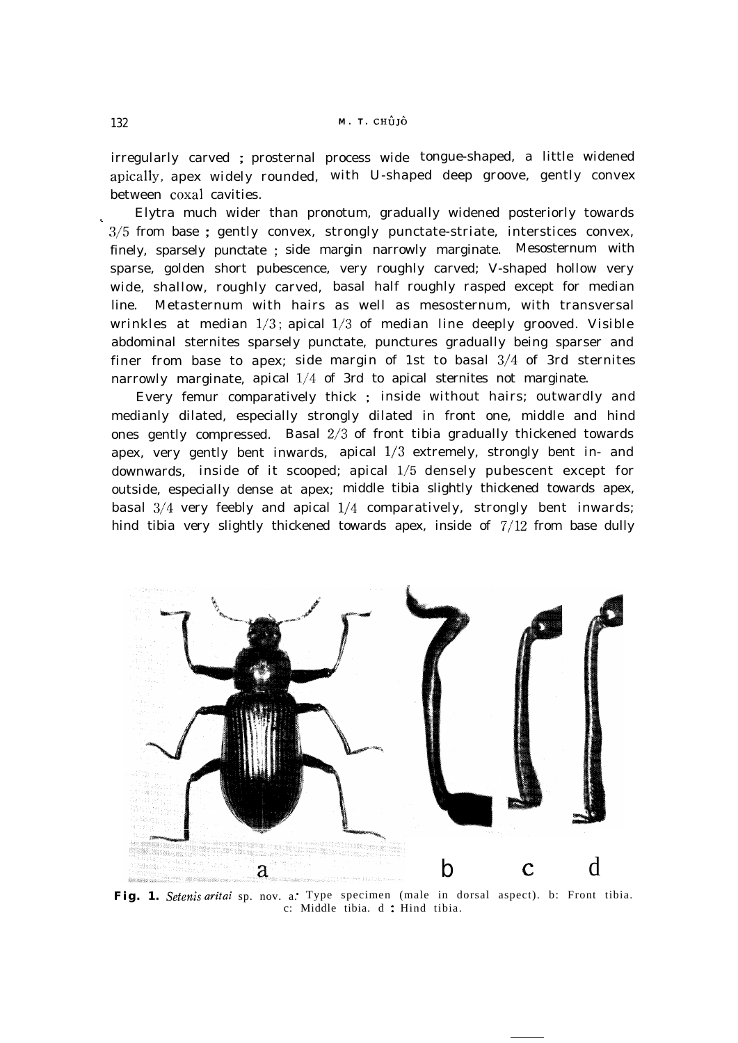irregularly carved ; prosternal process wide tongue-shaped, a little widened apically, apex widely rounded, with U-shaped deep groove, gently convex between coxal cavities.

Elytra much wider than pronotum, gradually widened posteriorly towards 3/5 from base ; gently convex, strongly punctate-striate, interstices convex, finely, sparsely punctate ; side margin narrowly marginate. Mesosternum with sparse, golden short pubescence, very roughly carved; V-shaped hollow very wide, shallow, roughly carved, basal half roughly rasped except for median line. Metasternum with hairs as well as mesosternum, with transversal wrinkles at median 1/3; apical 1/3 of median line deeply grooved. Visible abdominal sternites sparsely punctate, punctures gradually being sparser and finer from base to apex; side margin of 1st to basal 3/4 of 3rd sternites narrowly marginate, apical 1/4 of 3rd to apical sternites not marginate.

Every femur comparatively thick ; inside without hairs; outwardly and medianly dilated, especially strongly dilated in front one, middle and hind ones gently compressed. Basal 2/3 of front tibia gradually thickened towards apex, very gently bent inwards, apical 1/3 extremely, strongly bent in- and downwards, inside of it scooped; apical 1/5 densely pubescent except for outside, especially dense at apex; middle tibia slightly thickened towards apex, basal 3/4 very feebly and apical 1/4 comparatively, strongly bent inwards; hind tibia very slightly thickened towards apex, inside of 7/12 from base dully

**Fig. 1.** *Setenis aritai* sp. nov. a: Type specimen (male in dorsal aspect). b: Front tibia. c: Middle tibia. d : Hind tibia.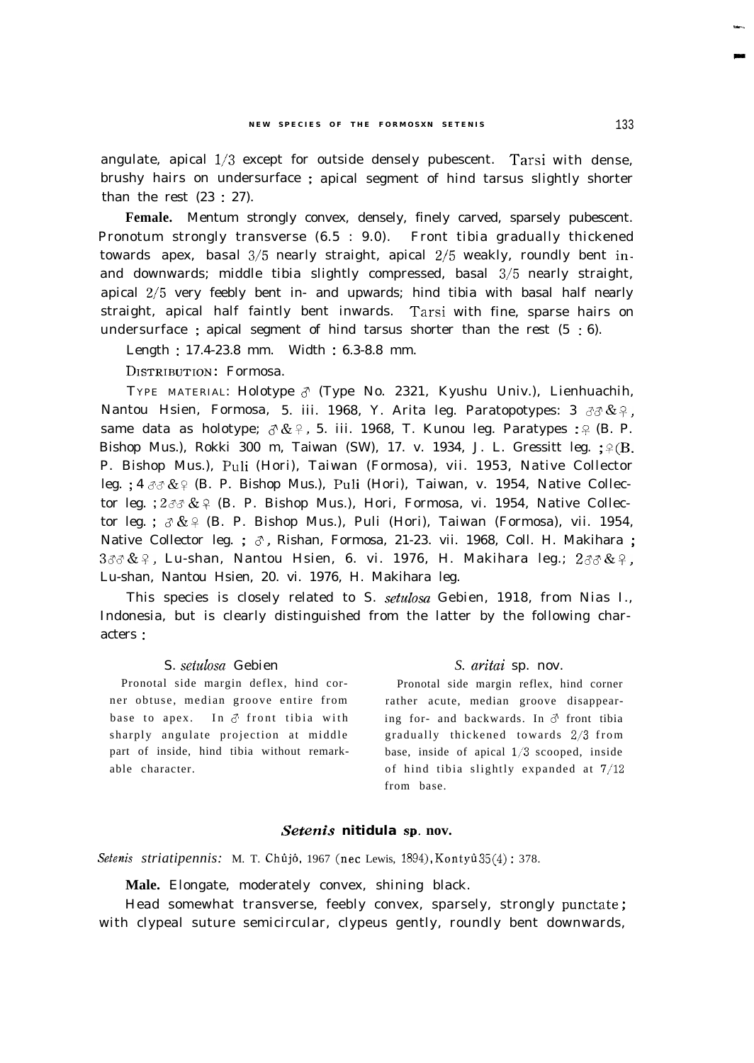angulate, apical 1/3 except for outside densely pubescent. Tarsi with dense, brushy hairs on undersurface ; apical segment of hind tarsus slightly shorter than the rest (23 : 27).

**Female.** Mentum strongly convex, densely, finely carved, sparsely pubescent. Pronotum strongly transverse (6.5 : 9.0). Front tibia gradually thickened towards apex, basal 3/5 nearly straight, apical 2/5 weakly, roundly bent in- and downwards; middle tibia slightly compressed, basal 3/5 nearly straight, apical 2/5 very feebly bent in- and upwards; hind tibia with basal half nearly straight, apical half faintly bent inwards. Tarsi with fine, sparse hairs on undersurface ; apical segment of hind tarsus shorter than the rest (5 : 6).

Length : 17.4-23.8 mm. Width : 6.3-8.8 mm.

DISTRIBUTION: Formosa.

TYPE MATERIAL: Holotype ♂ (Type No. 2321, Kyushu Univ.), Lienhuachih, Nantou Hsien, Formosa, 5. iii. 1968, Y. Arita leg. Paratopotypes: 3 ♂♂ & ♀, same data as holotype; ♂ & ♀, 5. iii. 1968, T. Kunou leg. Paratypes : ♀ (B. P. Bishop Mus.), Rokki 300 m, Taiwan (SW), 17. v. 1934, J. L. Gressitt leg. ; ♀ (B. P. Bishop Mus.), Puli (Hori), Taiwan (Formosa), vii. 1953, Native Collector leg. ; 4 ♂♂ & ♀ (B. P. Bishop Mus.), Puli (Hori), Taiwan, v. 1954, Native Collector leg. ; 2 ♂♂ & ♀ (B. P. Bishop Mus.), Hori, Formosa, vi. 1954, Native Collector leg. ; ♂ & ♀ (B. P. Bishop Mus.), Puli (Hori), Taiwan (Formosa), vii. 1954, Native Collector leg. ; ♂, Rishan, Formosa, 21-23. vii. 1968, Coll. H. Makihara ; 3 ♂♂ & ♀, Lu-shan, Nantou Hsien, 6. vi. 1976, H. Makihara leg.; 2 ♂♂ & ♀, Lu-shan, Nantou Hsien, 20. vi. 1976, H. Makihara leg.

This species is closely related to S. *setulosa* Gebien, 1918, from Nias I., Indonesia, but is clearly distinguished from the latter by the following characters :

| S. *setulosa* Gebien | *S. aritai* sp. nov. |
|---|---|
| Pronotal side margin deflex, hind corner obtuse, median groove entire from base to apex. In ♂ front tibia with sharply angulate projection at middle part of inside, hind tibia without remarkable character. | Pronotal side margin reflex, hind corner rather acute, median groove disappearing for- and backwards. In ♂ front tibia gradually thickened towards 2/3 from base, inside of apical 1/3 scooped, inside of hind tibia slightly expanded at 7/12 from base. |

### *Setenis* nitidula sp. nov.

*Setenis striatipennis:* M. T. Chûjô, 1967 (nec Lewis, 1894), Kontyû 35(4) : 378.

**Male.** Elongate, moderately convex, shining black.

Head somewhat transverse, feebly convex, sparsely, strongly punctate ; with clypeal suture semicircular, clypeus gently, roundly bent downwards,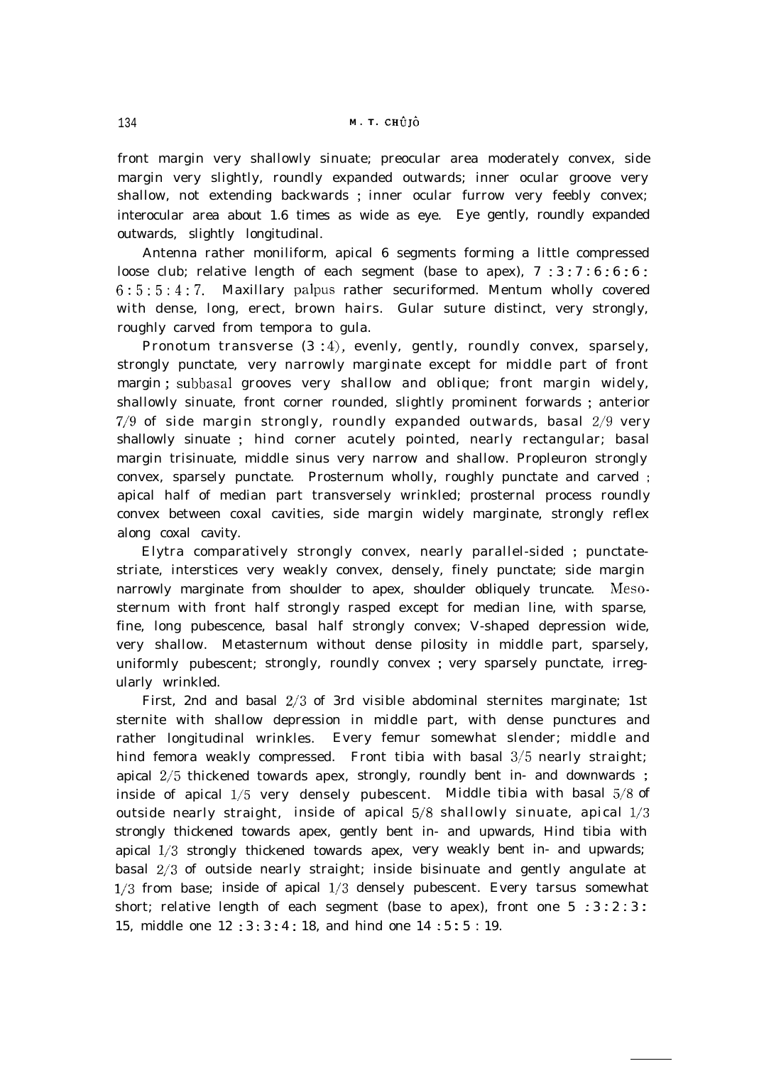front margin very shallowly sinuate; preocular area moderately convex, side margin very slightly, roundly expanded outwards; inner ocular groove very shallow, not extending backwards ; inner ocular furrow very feebly convex; interocular area about 1.6 times as wide as eye. Eye gently, roundly expanded outwards, slightly longitudinal.

Antenna rather moniliform, apical 6 segments forming a little compressed loose club; relative length of each segment (base to apex), 7 : 3 : 7 : 6 : 6 : 6 : 6 : 5 : 5 : 4 : 7. Maxillary palpus rather securiformed. Mentum wholly covered with dense, long, erect, brown hairs. Gular suture distinct, very strongly, roughly carved from tempora to gula.

Pronotum transverse (3 : 4), evenly, gently, roundly convex, sparsely, strongly punctate, very narrowly marginate except for middle part of front margin ; subbasal grooves very shallow and oblique; front margin widely, shallowly sinuate, front corner rounded, slightly prominent forwards ; anterior 7/9 of side margin strongly, roundly expanded outwards, basal 2/9 very shallowly sinuate ; hind corner acutely pointed, nearly rectangular; basal margin trisinuate, middle sinus very narrow and shallow. Propleuron strongly convex, sparsely punctate. Prosternum wholly, roughly punctate and carved ; apical half of median part transversely wrinkled; prosternal process roundly convex between coxal cavities, side margin widely marginate, strongly reflex along coxal cavity.

Elytra comparatively strongly convex, nearly parallel-sided ; punctate-striate, interstices very weakly convex, densely, finely punctate; side margin narrowly marginate from shoulder to apex, shoulder obliquely truncate. Mesosternum with front half strongly rasped except for median line, with sparse, fine, long pubescence, basal half strongly convex; V-shaped depression wide, very shallow. Metasternum without dense pilosity in middle part, sparsely, uniformly pubescent; strongly, roundly convex ; very sparsely punctate, irregularly wrinkled.

First, 2nd and basal 2/3 of 3rd visible abdominal sternites marginate; 1st sternite with shallow depression in middle part, with dense punctures and rather longitudinal wrinkles. Every femur somewhat slender; middle and hind femora weakly compressed. Front tibia with basal 3/5 nearly straight; apical 2/5 thickened towards apex, strongly, roundly bent in- and downwards ; inside of apical 1/5 very densely pubescent. Middle tibia with basal 5/8 of outside nearly straight, inside of apical 5/8 shallowly sinuate, apical 1/3 strongly thickened towards apex, gently bent in- and upwards, Hind tibia with apical 1/3 strongly thickened towards apex, very weakly bent in- and upwards; basal 2/3 of outside nearly straight; inside bisinuate and gently angulate at 1/3 from base; inside of apical 1/3 densely pubescent. Every tarsus somewhat short; relative length of each segment (base to apex), front one 5 : 3 : 2 : 3 : 15, middle one 12 : 3 : 3 : 4 : 18, and hind one 14 : 5 : 5 : 19.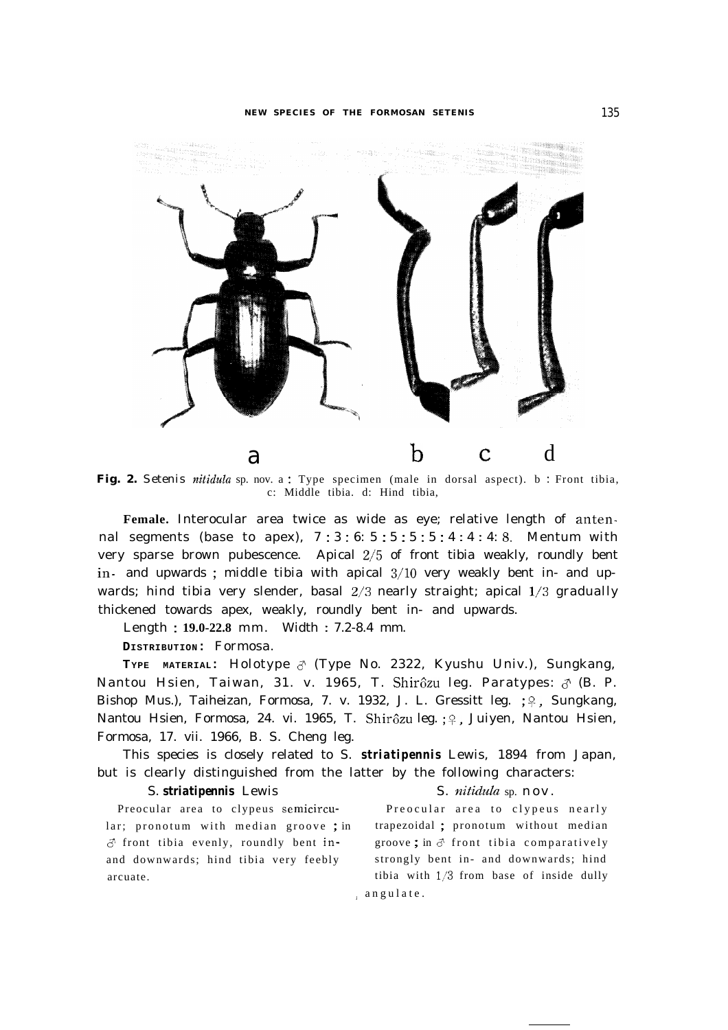**Fig. 2.** Setenis *nitidula* sp. nov. a : Type specimen (male in dorsal aspect). b : Front tibia, c: Middle tibia. d: Hind tibia,

**Female.** Interocular area twice as wide as eye; relative length of antennal segments (base to apex), 7 : 3 : 6: 5 : 5 : 5 : 5 : 4 : 4 : 4: 8. Mentum with very sparse brown pubescence. Apical 2/5 of front tibia weakly, roundly bent in- and upwards ; middle tibia with apical 3/10 very weakly bent in- and upwards; hind tibia very slender, basal 2/3 nearly straight; apical 1/3 gradually thickened towards apex, weakly, roundly bent in- and upwards.

Length : **19.0-22.8** mm. Width : 7.2-8.4 mm.

**DISTRIBUTION:** Formosa.

**TYPE MATERIAL:** Holotype ♂ (Type No. 2322, Kyushu Univ.), Sungkang, Nantou Hsien, Taiwan, 31. v. 1965, T. Shirôzu leg. Paratypes: ♂ (B. P. Bishop Mus.), Taiheizan, Formosa, 7. v. 1932, J. L. Gressitt leg. ; ♀, Sungkang, Nantou Hsien, Formosa, 24. vi. 1965, T. Shirôzu leg. ; ♀, Juiyen, Nantou Hsien, Formosa, 17. vii. 1966, B. S. Cheng leg.

This species is closely related to S. ***striatipennis*** Lewis, 1894 from Japan, but is clearly distinguished from the latter by the following characters:

| S. ***striatipennis*** Lewis | S. *nitidula* sp. nov. |
| --- | --- |
| Preocular area to clypeus semicircular; pronotum with median groove ; in ♂ front tibia evenly, roundly bent in- and downwards; hind tibia very feebly arcuate. | Preocular area to clypeus nearly trapezoidal ; pronotum without median groove ; in ♂ front tibia comparatively strongly bent in- and downwards; hind tibia with 1/3 from base of inside dully angulate. |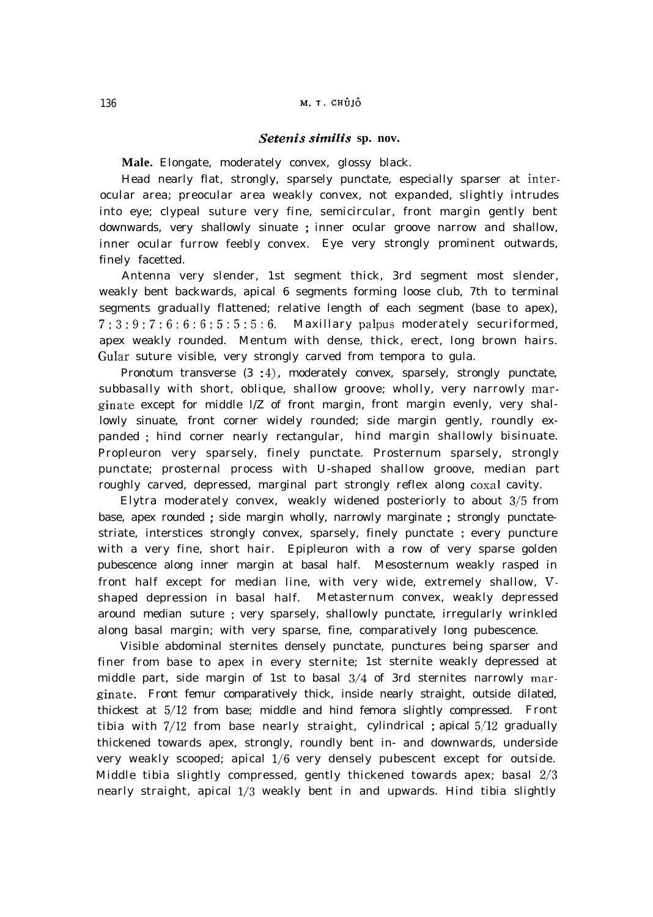## *Setenis similis* sp. nov.

**Male.** Elongate, moderately convex, glossy black.

Head nearly flat, strongly, sparsely punctate, especially sparser at interocular area; preocular area weakly convex, not expanded, slightly intrudes into eye; clypeal suture very fine, semicircular, front margin gently bent downwards, very shallowly sinuate ; inner ocular groove narrow and shallow, inner ocular furrow feebly convex. Eye very strongly prominent outwards, finely facetted.

Antenna very slender, 1st segment thick, 3rd segment most slender, weakly bent backwards, apical 6 segments forming loose club, 7th to terminal segments gradually flattened; relative length of each segment (base to apex), 7 : 3 : 9 : 7 : 6 : 6 : 6 : 5 : 5 : 5 : 6. Maxillary palpus moderately securiformed, apex weakly rounded. Mentum with dense, thick, erect, long brown hairs. Gular suture visible, very strongly carved from tempora to gula.

Pronotum transverse (3 : 4), moderately convex, sparsely, strongly punctate, subbasally with short, oblique, shallow groove; wholly, very narrowly marginate except for middle 1/2 of front margin, front margin evenly, very shallowly sinuate, front corner widely rounded; side margin gently, roundly expanded ; hind corner nearly rectangular, hind margin shallowly bisinuate. Propleuron very sparsely, finely punctate. Prosternum sparsely, strongly punctate; prosternal process with U-shaped shallow groove, median part roughly carved, depressed, marginal part strongly reflex along coxal cavity.

Elytra moderately convex, weakly widened posteriorly to about 3/5 from base, apex rounded ; side margin wholly, narrowly marginate ; strongly punctate-striate, interstices strongly convex, sparsely, finely punctate ; every puncture with a very fine, short hair. Epipleuron with a row of very sparse golden pubescence along inner margin at basal half. Mesosternum weakly rasped in front half except for median line, with very wide, extremely shallow, V-shaped depression in basal half. Metasternum convex, weakly depressed around median suture ; very sparsely, shallowly punctate, irregularly wrinkled along basal margin; with very sparse, fine, comparatively long pubescence.

Visible abdominal sternites densely punctate, punctures being sparser and finer from base to apex in every sternite; 1st sternite weakly depressed at middle part, side margin of 1st to basal 3/4 of 3rd sternites narrowly marginate. Front femur comparatively thick, inside nearly straight, outside dilated, thickest at 5/12 from base; middle and hind femora slightly compressed. Front tibia with 7/12 from base nearly straight, cylindrical ; apical 5/12 gradually thickened towards apex, strongly, roundly bent in- and downwards, underside very weakly scooped; apical 1/6 very densely pubescent except for outside. Middle tibia slightly compressed, gently thickened towards apex; basal 2/3 nearly straight, apical 1/3 weakly bent in and upwards. Hind tibia slightly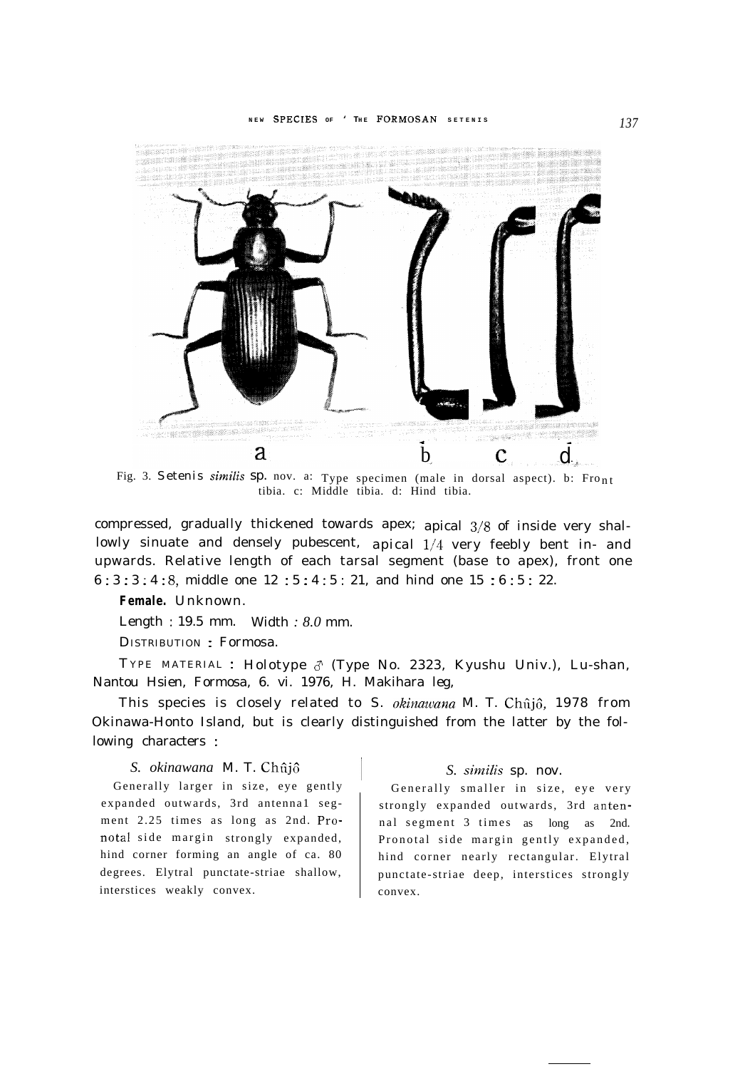Fig. 3. *Setenis similis* sp. nov. a: Type specimen (male in dorsal aspect). b: Front tibia. c: Middle tibia. d: Hind tibia.

compressed, gradually thickened towards apex; apical 3/8 of inside very shallowly sinuate and densely pubescent, apical 1/4 very feebly bent in- and upwards. Relative length of each tarsal segment (base to apex), front one 6 : 3 : 3 : 4 : 8, middle one 12 : 5 : 4 : 5 : 21, and hind one 15 : 6 : 5 : 22.

**Female.** Unknown.

Length : 19.5 mm. Width : 8.0 mm.

DISTRIBUTION : Formosa.

TYPE MATERIAL : Holotype ♂ (Type No. 2323, Kyushu Univ.), Lu-shan, Nantou Hsien, Formosa, 6. vi. 1976, H. Makihara leg.

This species is closely related to *S. okinawana* M. T. Chûjô, 1978 from Okinawa-Honto Island, but is clearly distinguished from the latter by the following characters :

*S. okinawana* M. T. Chûjô

Generally larger in size, eye gently expanded outwards, 3rd antennal segment 2.25 times as long as 2nd. Pronotal side margin strongly expanded, hind corner forming an angle of ca. 80 degrees. Elytral punctate-striae shallow, interstices weakly convex.

*S. similis* sp. nov.

Generally smaller in size, eye very strongly expanded outwards, 3rd antennal segment 3 times as long as 2nd. Pronotal side margin gently expanded, hind corner nearly rectangular. Elytral punctate-striae deep, interstices strongly convex.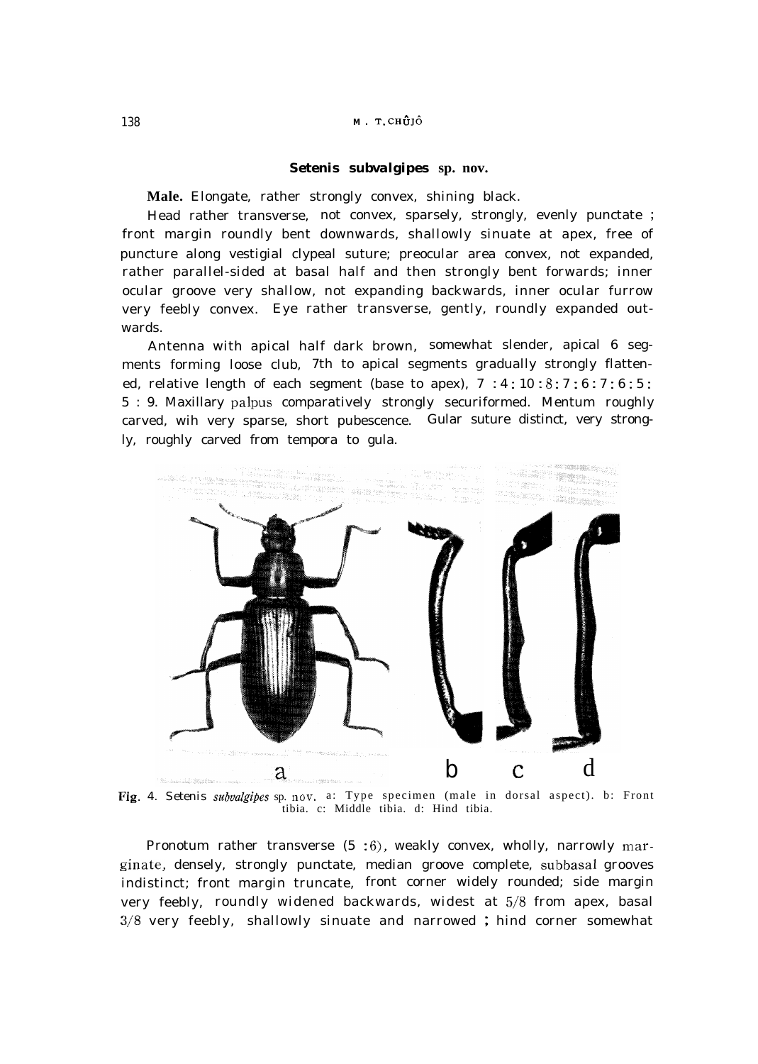### *Setenis subvalgipes* sp. nov.

**Male.** Elongate, rather strongly convex, shining black.

Head rather transverse, not convex, sparsely, strongly, evenly punctate ; front margin roundly bent downwards, shallowly sinuate at apex, free of puncture along vestigial clypeal suture; preocular area convex, not expanded, rather parallel-sided at basal half and then strongly bent forwards; inner ocular groove very shallow, not expanding backwards, inner ocular furrow very feebly convex. Eye rather transverse, gently, roundly expanded outwards.

Antenna with apical half dark brown, somewhat slender, apical 6 segments forming loose club, 7th to apical segments gradually strongly flattened, relative length of each segment (base to apex), 7 : 4 : 10 : 8 : 7 : 6 : 7 : 6 : 5 : 5 : 9. Maxillary palpus comparatively strongly securiformed. Mentum roughly carved, wih very sparse, short pubescence. Gular suture distinct, very strongly, roughly carved from tempora to gula.

Fig. 4. *Setenis subvalgipes* sp. nov. a: Type specimen (male in dorsal aspect). b: Front tibia. c: Middle tibia. d: Hind tibia.

Pronotum rather transverse (5 : 6), weakly convex, wholly, narrowly marginate, densely, strongly punctate, median groove complete, subbasal grooves indistinct; front margin truncate, front corner widely rounded; side margin very feebly, roundly widened backwards, widest at 5/8 from apex, basal 3/8 very feebly, shallowly sinuate and narrowed ; hind corner somewhat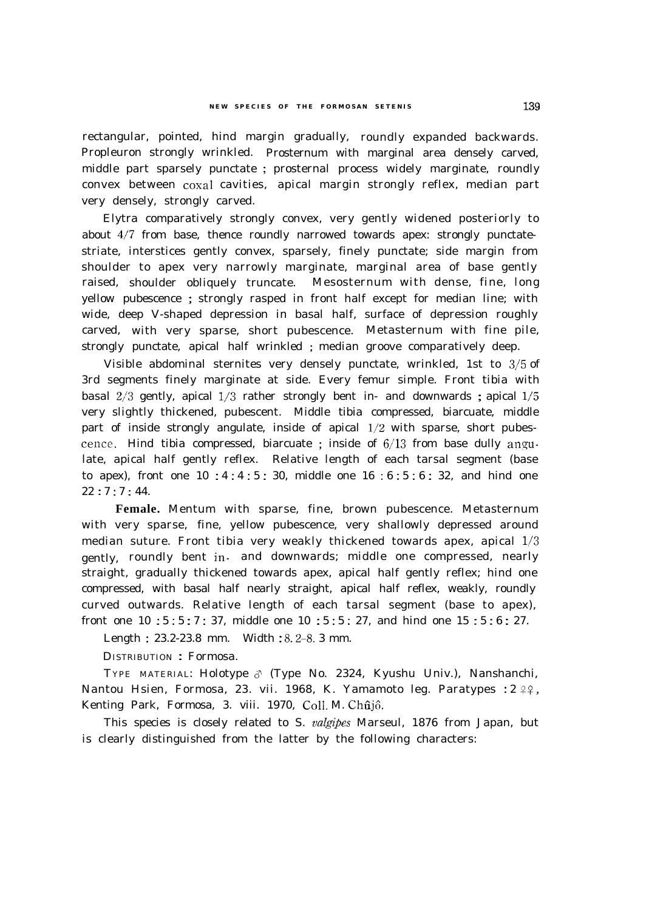rectangular, pointed, hind margin gradually, roundly expanded backwards. Propleuron strongly wrinkled. Prosternum with marginal area densely carved, middle part sparsely punctate ; prosternal process widely marginate, roundly convex between coxal cavities, apical margin strongly reflex, median part very densely, strongly carved.

Elytra comparatively strongly convex, very gently widened posteriorly to about 4/7 from base, thence roundly narrowed towards apex: strongly punctate-striate, interstices gently convex, sparsely, finely punctate; side margin from shoulder to apex very narrowly marginate, marginal area of base gently raised, shoulder obliquely truncate. Mesosternum with dense, fine, long yellow pubescence ; strongly rasped in front half except for median line; with wide, deep V-shaped depression in basal half, surface of depression roughly carved, with very sparse, short pubescence. Metasternum with fine pile, strongly punctate, apical half wrinkled ; median groove comparatively deep.

Visible abdominal sternites very densely punctate, wrinkled, 1st to 3/5 of 3rd segments finely marginate at side. Every femur simple. Front tibia with basal 2/3 gently, apical 1/3 rather strongly bent in- and downwards ; apical 1/5 very slightly thickened, pubescent. Middle tibia compressed, biarcuate, middle part of inside strongly angulate, inside of apical 1/2 with sparse, short pubescence. Hind tibia compressed, biarcuate ; inside of 6/13 from base dully angulate, apical half gently reflex. Relative length of each tarsal segment (base to apex), front one 10 : 4 : 4 : 5 : 30, middle one 16 : 6 : 5 : 6 : 32, and hind one 22 : 7 : 7 : 44.

**Female.** Mentum with sparse, fine, brown pubescence. Metasternum with very sparse, fine, yellow pubescence, very shallowly depressed around median suture. Front tibia very weakly thickened towards apex, apical 1/3 gently, roundly bent in- and downwards; middle one compressed, nearly straight, gradually thickened towards apex, apical half gently reflex; hind one compressed, with basal half nearly straight, apical half reflex, weakly, roundly curved outwards. Relative length of each tarsal segment (base to apex), front one 10 : 5 : 5 : 7 : 37, middle one 10 : 5 : 5 : 27, and hind one 15 : 5 : 6 : 27.

Length : 23.2-23.8 mm. Width : 8.2-8.3 mm.

DISTRIBUTION : Formosa.

TYPE MATERIAL: Holotype ♂ (Type No. 2324, Kyushu Univ.), Nanshanchi, Nantou Hsien, Formosa, 23. vii. 1968, K. Yamamoto leg. Paratypes : 2 ♀♀, Kenting Park, Formosa, 3. viii. 1970, Coll. M. Chûjô.

This species is closely related to S. *valgipes* Marseul, 1876 from Japan, but is clearly distinguished from the latter by the following characters: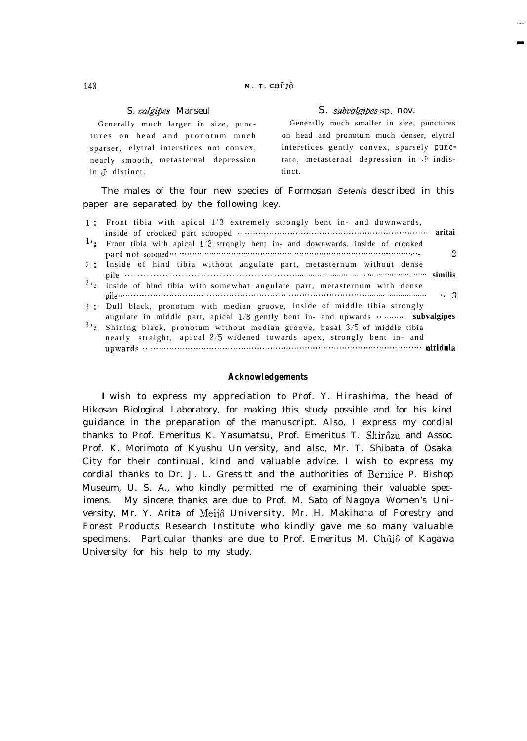*S. valgipes* Marseul

Generally much larger in size, punctures on head and pronotum much sparser, elytral interstices not convex, nearly smooth, metasternal depression in ♂ distinct.

*S. subvalgipes* sp. nov.

Generally much smaller in size, punctures on head and pronotum much denser, elytral interstices gently convex, sparsely punctate, metasternal depression in ♂ indistinct.

The males of the four new species of Formosan *Setenis* described in this paper are separated by the following key.

1 : Front tibia with apical 1/3 extremely strongly bent in- and downwards, inside of crooked part scooped ........ **aritai**

1' : Front tibia with apical 1/3 strongly bent in- and downwards, inside of crooked part not scooped ........ 2

2 : Inside of hind tibia without angulate part, metasternum without dense pile ........ **similis**

2' : Inside of hind tibia with somewhat angulate part, metasternum with dense pile ........ 3

3 : Dull black, pronotum with median groove, inside of middle tibia strongly angulate in middle part, apical 1/3 gently bent in- and upwards ........ **subvalgipes**

3' : Shining black, pronotum without median groove, basal 3/5 of middle tibia nearly straight, apical 2/5 widened towards apex, strongly bent in- and upwards ........ **nitidula**

## Acknowledgements

I wish to express my appreciation to Prof. Y. Hirashima, the head of Hikosan Biological Laboratory, for making this study possible and for his kind guidance in the preparation of the manuscript. Also, I express my cordial thanks to Prof. Emeritus K. Yasumatsu, Prof. Emeritus T. Shirôzu and Assoc. Prof. K. Morimoto of Kyushu University, and also, Mr. T. Shibata of Osaka City for their continual, kind and valuable advice. I wish to express my cordial thanks to Dr. J. L. Gressitt and the authorities of Bernice P. Bishop Museum, U. S. A., who kindly permitted me of examining their valuable specimens. My sincere thanks are due to Prof. M. Sato of Nagoya Women's University, Mr. Y. Arita of Meijô University, Mr. H. Makihara of Forestry and Forest Products Research Institute who kindly gave me so many valuable specimens. Particular thanks are due to Prof. Emeritus M. Chûjô of Kagawa University for his help to my study.